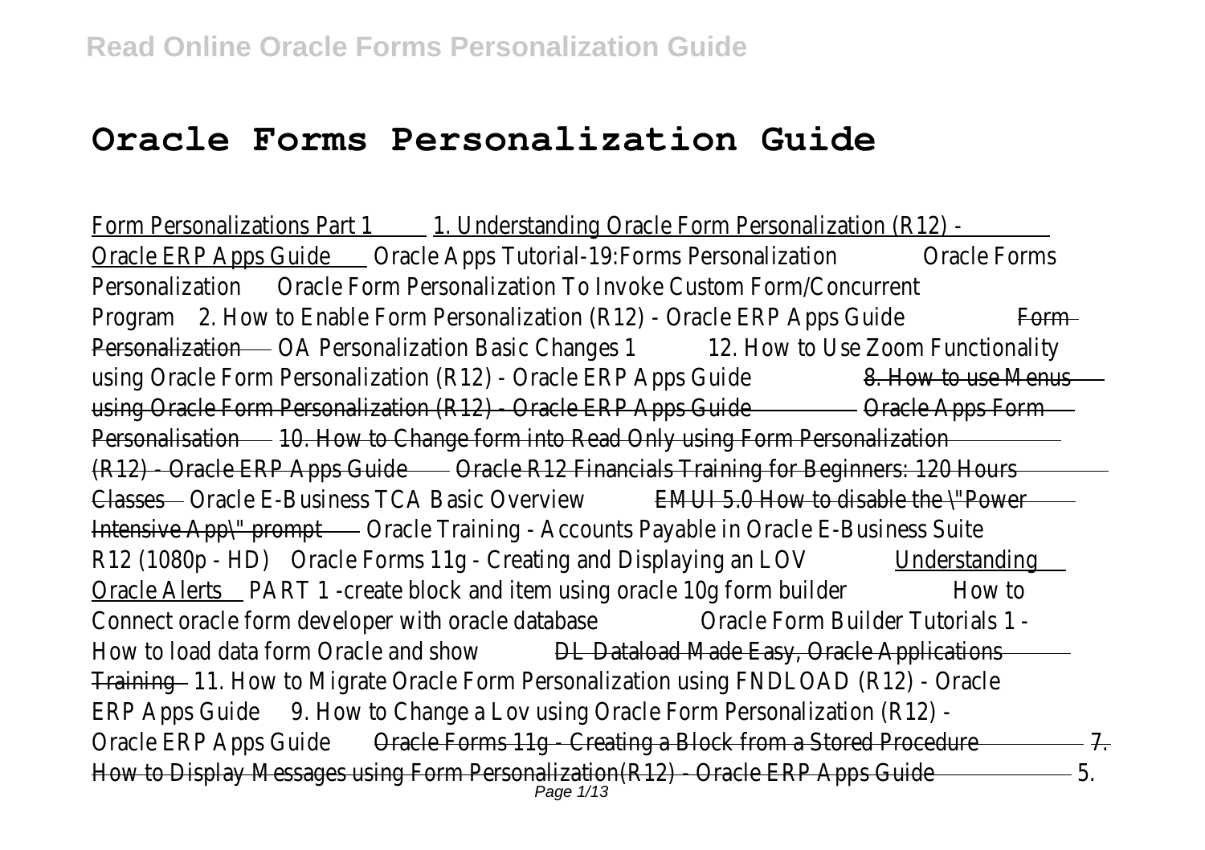# Oracle Forms Personalization Guide

Form Personalizations Part 1 1. Understanding Oracle Form Personalization (R12) - Oracle ERP Apps Guide Oracle Apps Tutorial-19:Forms Personalization Oracle Forms Personalization Oracle Form Personalization To Invoke Custom Form/Concurrent Program 2. How to Enable Form Personalization (R12) - Oracle ERP Apps Guide ~~Form Personalization~~ OA Personalization Basic Changes 1 12. How to Use Zoom Functionality using Oracle Form Personalization (R12) - Oracle ERP Apps Guide ~~8. How to use Menus using Oracle Form Personalization (R12) - Oracle ERP Apps Guide~~ ~~Oracle Apps Form Personalisation~~ ~~10. How to Change form into Read Only using Form Personalization (R12) - Oracle ERP Apps Guide~~ ~~Oracle R12 Financials Training for Beginners: 120 Hours Classes~~ Oracle E-Business TCA Basic Overview ~~EMUI 5.0 How to disable the \"Power Intensive App\" prompt~~ Oracle Training - Accounts Payable in Oracle E-Business Suite R12 (1080p - HD) Oracle Forms 11g - Creating and Displaying an LOV Understanding Oracle Alerts PART 1 -create block and item using oracle 10g form builder How to Connect oracle form developer with oracle database Oracle Form Builder Tutorials 1 - How to load data form Oracle and show ~~DL Dataload Made Easy, Oracle Applications Training~~ 11. How to Migrate Oracle Form Personalization using FNDLOAD (R12) - Oracle ERP Apps Guide 9. How to Change a Lov using Oracle Form Personalization (R12) - Oracle ERP Apps Guide ~~Oracle Forms 11g - Creating a Block from a Stored Procedure~~ ~~7. How to Display Messages using Form Personalization(R12) - Oracle ERP Apps Guide~~ 5.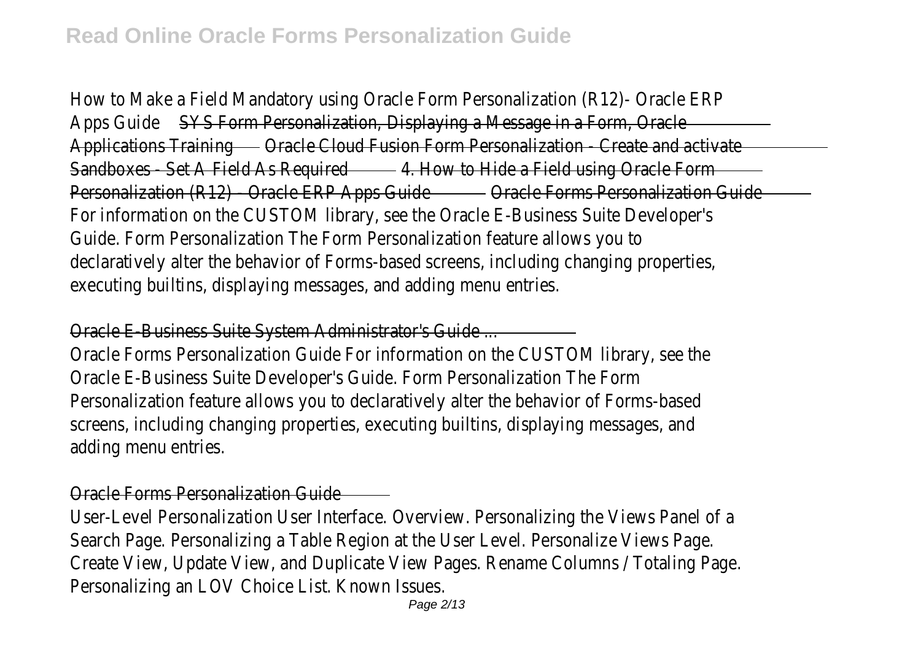How to Make a Field Mandatory using Oracle Form Personalization (R12)- Oracle ERP Apps Guide SYS Form Personalization, Displaying a Message in a Form, Oracle Applications Training Oracle Cloud Fusion Form Personalization - Create and activate Sandboxes - Set A Field As Required 4. How to Hide a Field using Oracle Form Personalization (R12) - Oracle ERP Apps Guide Oracle Forms Personalization Guide

For information on the CUSTOM library, see the Oracle E-Business Suite Developer's Guide. Form Personalization The Form Personalization feature allows you to declaratively alter the behavior of Forms-based screens, including changing properties, executing builtins, displaying messages, and adding menu entries.

## Oracle E-Business Suite System Administrator's Guide ...

Oracle Forms Personalization Guide For information on the CUSTOM library, see the Oracle E-Business Suite Developer's Guide. Form Personalization The Form Personalization feature allows you to declaratively alter the behavior of Forms-based screens, including changing properties, executing builtins, displaying messages, and adding menu entries.

## Oracle Forms Personalization Guide

User-Level Personalization User Interface. Overview. Personalizing the Views Panel of a Search Page. Personalizing a Table Region at the User Level. Personalize Views Page. Create View, Update View, and Duplicate View Pages. Rename Columns / Totaling Page. Personalizing an LOV Choice List. Known Issues.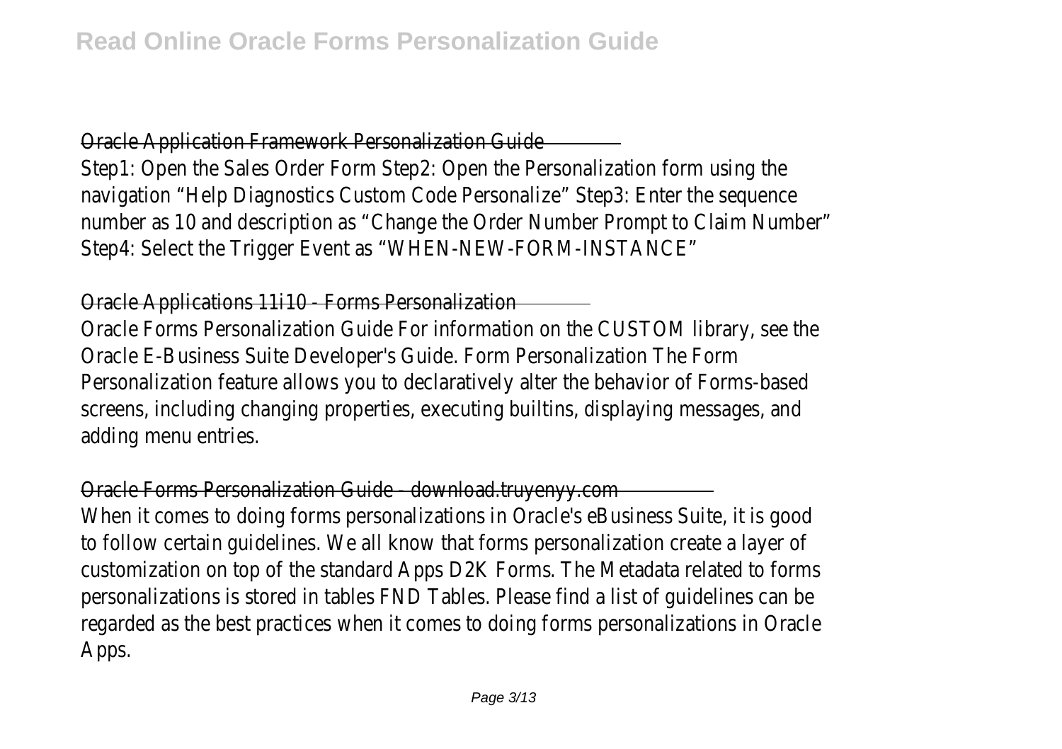## Oracle Application Framework Personalization Guide

Step1: Open the Sales Order Form Step2: Open the Personalization form using the navigation "Help Diagnostics Custom Code Personalize" Step3: Enter the sequence number as 10 and description as "Change the Order Number Prompt to Claim Number" Step4: Select the Trigger Event as "WHEN-NEW-FORM-INSTANCE"

## Oracle Applications 11i10 - Forms Personalization

Oracle Forms Personalization Guide For information on the CUSTOM library, see the Oracle E-Business Suite Developer's Guide. Form Personalization The Form Personalization feature allows you to declaratively alter the behavior of Forms-based screens, including changing properties, executing builtins, displaying messages, and adding menu entries.

## Oracle Forms Personalization Guide - download.truyenyy.com

When it comes to doing forms personalizations in Oracle's eBusiness Suite, it is good to follow certain guidelines. We all know that forms personalization create a layer of customization on top of the standard Apps D2K Forms. The Metadata related to forms personalizations is stored in tables FND Tables. Please find a list of guidelines can be regarded as the best practices when it comes to doing forms personalizations in Oracle Apps.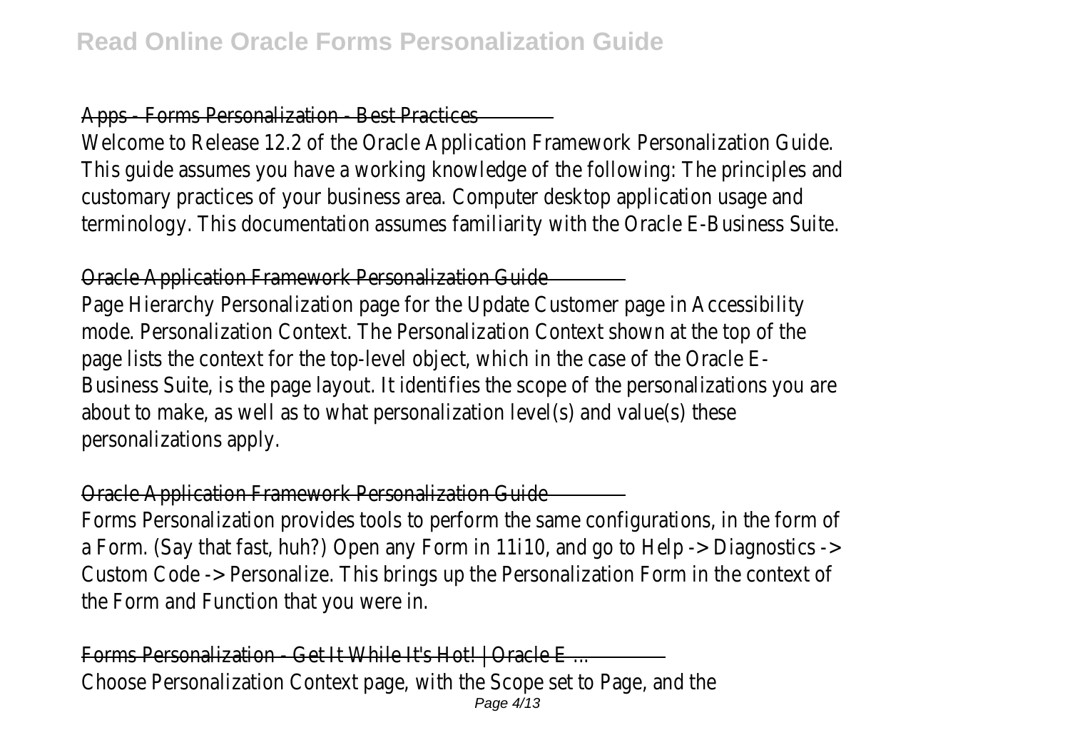Apps - Forms Personalization - Best Practices

Welcome to Release 12.2 of the Oracle Application Framework Personalization Guide. This guide assumes you have a working knowledge of the following: The principles and customary practices of your business area. Computer desktop application usage and terminology. This documentation assumes familiarity with the Oracle E-Business Suite.

Oracle Application Framework Personalization Guide

Page Hierarchy Personalization page for the Update Customer page in Accessibility mode. Personalization Context. The Personalization Context shown at the top of the page lists the context for the top-level object, which in the case of the Oracle E-Business Suite, is the page layout. It identifies the scope of the personalizations you are about to make, as well as to what personalization level(s) and value(s) these personalizations apply.

Oracle Application Framework Personalization Guide

Forms Personalization provides tools to perform the same configurations, in the form of a Form. (Say that fast, huh?) Open any Form in 11i10, and go to Help -> Diagnostics -> Custom Code -> Personalize. This brings up the Personalization Form in the context of the Form and Function that you were in.

Forms Personalization - Get It While It's Hot! | Oracle E ...

Choose Personalization Context page, with the Scope set to Page, and the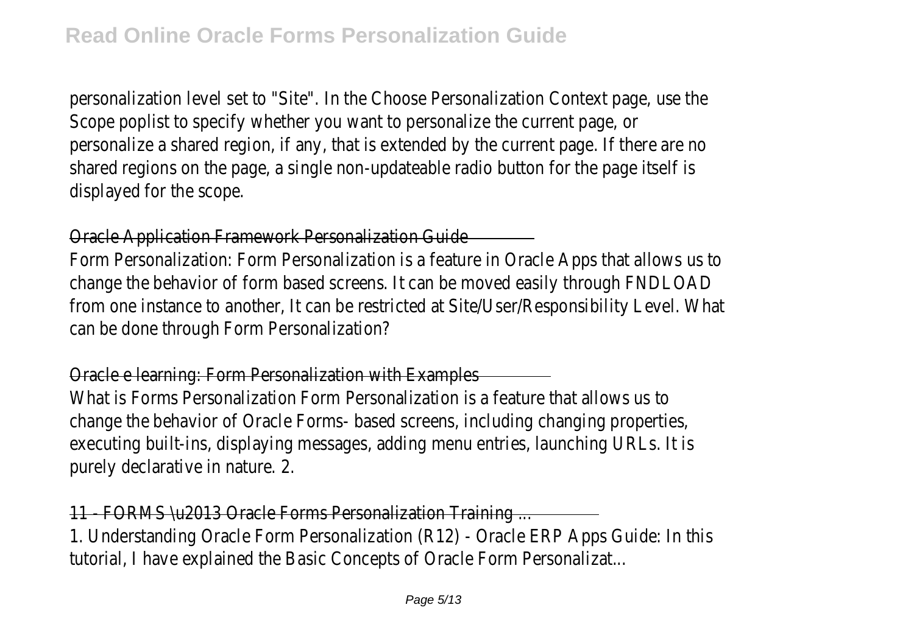personalization level set to "Site". In the Choose Personalization Context page, use the Scope poplist to specify whether you want to personalize the current page, or personalize a shared region, if any, that is extended by the current page. If there are no shared regions on the page, a single non-updateable radio button for the page itself is displayed for the scope.

## Oracle Application Framework Personalization Guide

Form Personalization: Form Personalization is a feature in Oracle Apps that allows us to change the behavior of form based screens. It can be moved easily through FNDLOAD from one instance to another, It can be restricted at Site/User/Responsibility Level. What can be done through Form Personalization?

## Oracle e learning: Form Personalization with Examples

What is Forms Personalization Form Personalization is a feature that allows us to change the behavior of Oracle Forms- based screens, including changing properties, executing built-ins, displaying messages, adding menu entries, launching URLs. It is purely declarative in nature. 2.

## 11 - FORMS \u2013 Oracle Forms Personalization Training ...

1. Understanding Oracle Form Personalization (R12) - Oracle ERP Apps Guide: In this tutorial, I have explained the Basic Concepts of Oracle Form Personalizat...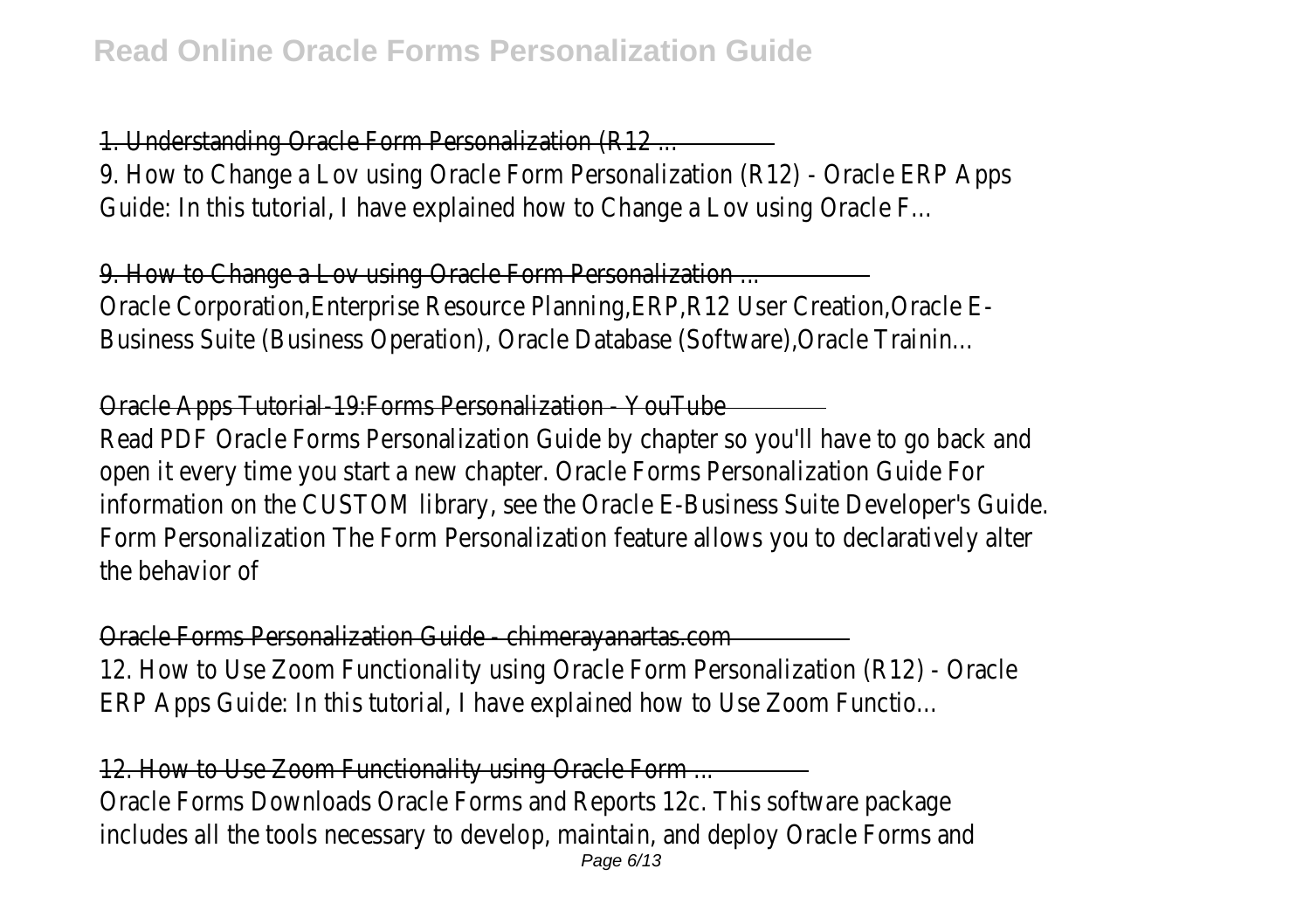1. Understanding Oracle Form Personalization (R12 ...

9. How to Change a Lov using Oracle Form Personalization (R12) - Oracle ERP Apps Guide: In this tutorial, I have explained how to Change a Lov using Oracle F...

9. How to Change a Lov using Oracle Form Personalization ...

Oracle Corporation,Enterprise Resource Planning,ERP,R12 User Creation,Oracle E-Business Suite (Business Operation), Oracle Database (Software),Oracle Trainin...

Oracle Apps Tutorial-19:Forms Personalization - YouTube

Read PDF Oracle Forms Personalization Guide by chapter so you'll have to go back and open it every time you start a new chapter. Oracle Forms Personalization Guide For information on the CUSTOM library, see the Oracle E-Business Suite Developer's Guide. Form Personalization The Form Personalization feature allows you to declaratively alter the behavior of

Oracle Forms Personalization Guide - chimerayanartas.com

12. How to Use Zoom Functionality using Oracle Form Personalization (R12) - Oracle ERP Apps Guide: In this tutorial, I have explained how to Use Zoom Functio...

12. How to Use Zoom Functionality using Oracle Form ...

Oracle Forms Downloads Oracle Forms and Reports 12c. This software package includes all the tools necessary to develop, maintain, and deploy Oracle Forms and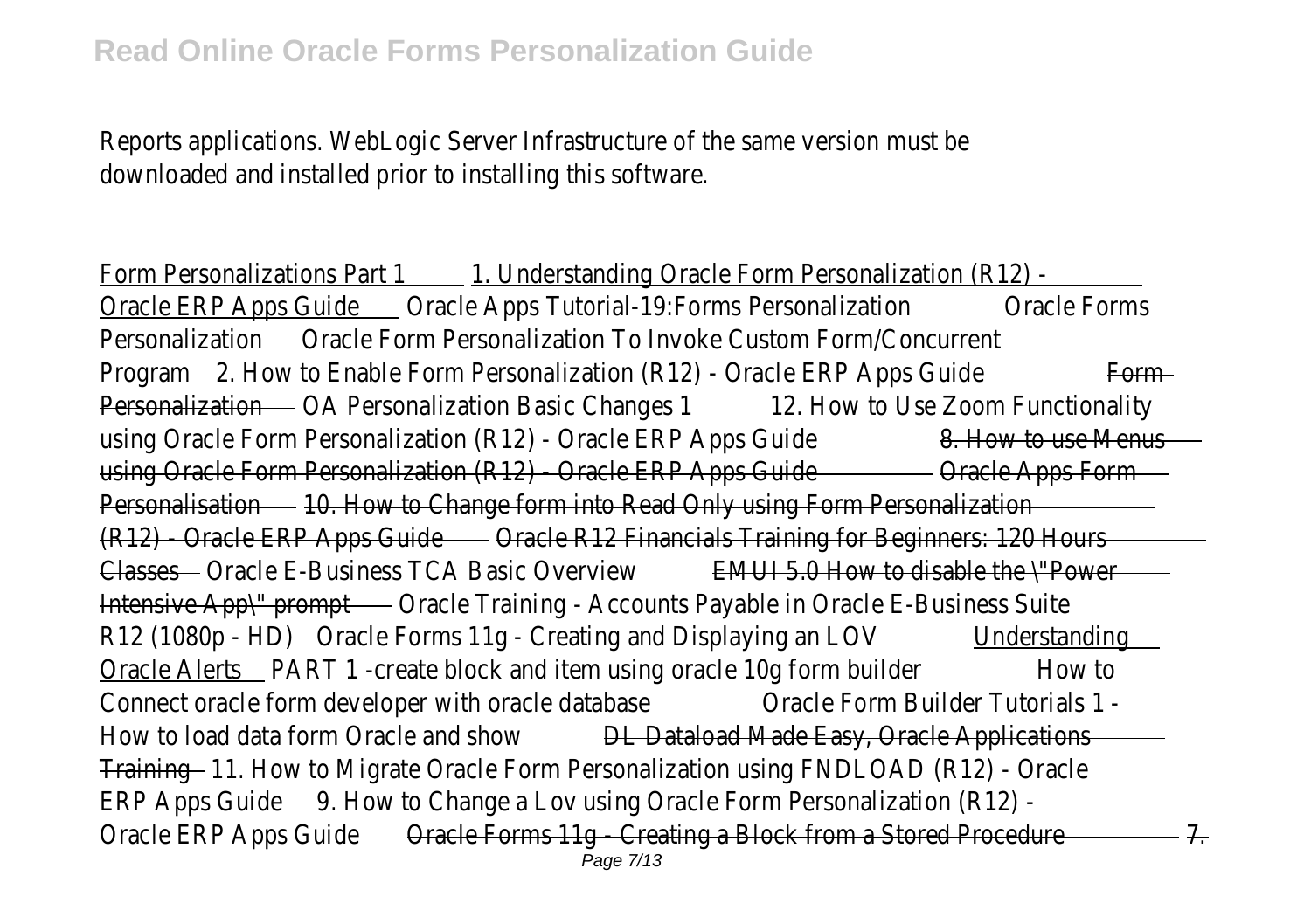Reports applications. WebLogic Server Infrastructure of the same version must be downloaded and installed prior to installing this software.

Form Personalizations Part 1 1. Understanding Oracle Form Personalization (R12) - Oracle ERP Apps Guide Oracle Apps Tutorial-19:Forms Personalization Oracle Forms Personalization Oracle Form Personalization To Invoke Custom Form/Concurrent Program 2. How to Enable Form Personalization (R12) - Oracle ERP Apps Guide Form Personalization OA Personalization Basic Changes 1 12. How to Use Zoom Functionality using Oracle Form Personalization (R12) - Oracle ERP Apps Guide 8. How to use Menus using Oracle Form Personalization (R12) - Oracle ERP Apps Guide Oracle Apps Form Personalisation 10. How to Change form into Read Only using Form Personalization (R12) - Oracle ERP Apps Guide Oracle R12 Financials Training for Beginners: 120 Hours Classes Oracle E-Business TCA Basic Overview EMUI 5.0 How to disable the \"Power Intensive App\" prompt Oracle Training - Accounts Payable in Oracle E-Business Suite R12 (1080p - HD) Oracle Forms 11g - Creating and Displaying an LOV Understanding Oracle Alerts PART 1 -create block and item using oracle 10g form builder How to Connect oracle form developer with oracle database Oracle Form Builder Tutorials 1 - How to load data form Oracle and show DL Dataload Made Easy, Oracle Applications Training 11. How to Migrate Oracle Form Personalization using FNDLOAD (R12) - Oracle ERP Apps Guide 9. How to Change a Lov using Oracle Form Personalization (R12) - Oracle ERP Apps Guide Oracle Forms 11g - Creating a Block from a Stored Procedure 7.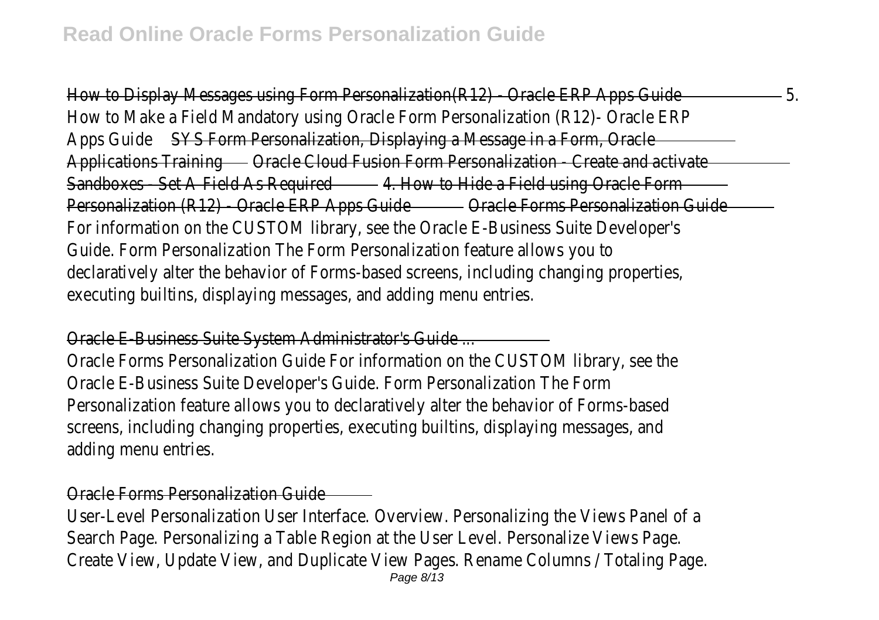How to Display Messages using Form Personalization(R12) - Oracle ERP Apps Guide 5. How to Make a Field Mandatory using Oracle Form Personalization (R12)- Oracle ERP Apps Guide SYS Form Personalization, Displaying a Message in a Form, Oracle Applications Training Oracle Cloud Fusion Form Personalization - Create and activate Sandboxes - Set A Field As Required 4. How to Hide a Field using Oracle Form Personalization (R12) - Oracle ERP Apps Guide Oracle Forms Personalization Guide
For information on the CUSTOM library, see the Oracle E-Business Suite Developer's Guide. Form Personalization The Form Personalization feature allows you to declaratively alter the behavior of Forms-based screens, including changing properties, executing builtins, displaying messages, and adding menu entries.

Oracle E-Business Suite System Administrator's Guide ...

Oracle Forms Personalization Guide For information on the CUSTOM library, see the Oracle E-Business Suite Developer's Guide. Form Personalization The Form Personalization feature allows you to declaratively alter the behavior of Forms-based screens, including changing properties, executing builtins, displaying messages, and adding menu entries.

Oracle Forms Personalization Guide

User-Level Personalization User Interface. Overview. Personalizing the Views Panel of a Search Page. Personalizing a Table Region at the User Level. Personalize Views Page. Create View, Update View, and Duplicate View Pages. Rename Columns / Totaling Page.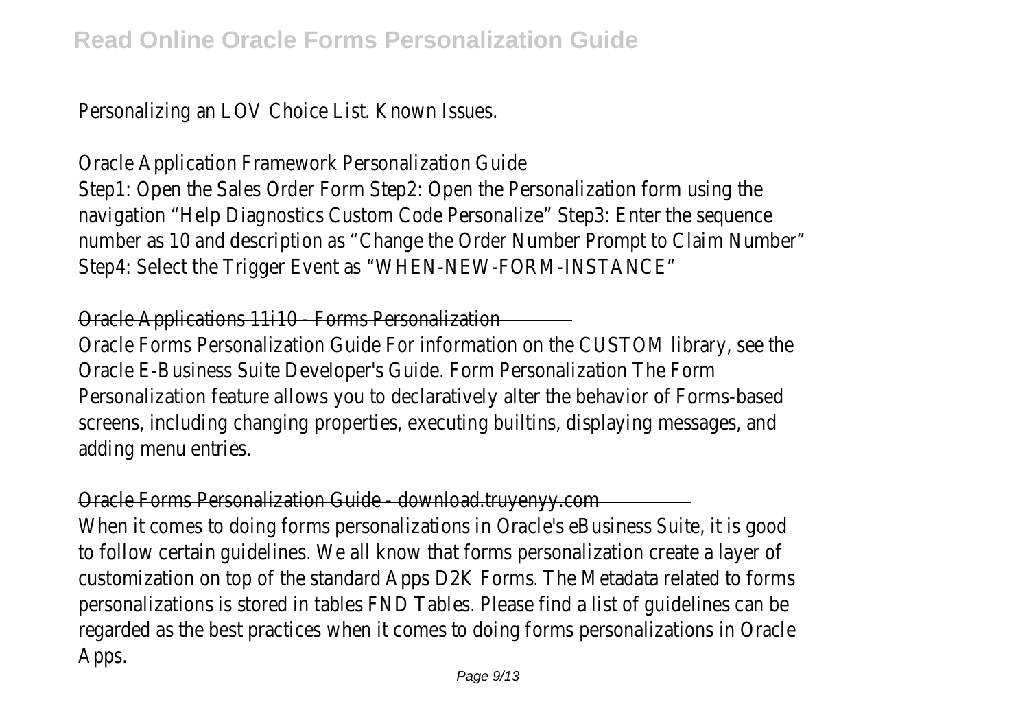Personalizing an LOV Choice List. Known Issues.

## Oracle Application Framework Personalization Guide

Step1: Open the Sales Order Form Step2: Open the Personalization form using the navigation "Help Diagnostics Custom Code Personalize" Step3: Enter the sequence number as 10 and description as "Change the Order Number Prompt to Claim Number" Step4: Select the Trigger Event as "WHEN-NEW-FORM-INSTANCE"

## Oracle Applications 11i10 - Forms Personalization

Oracle Forms Personalization Guide For information on the CUSTOM library, see the Oracle E-Business Suite Developer's Guide. Form Personalization The Form Personalization feature allows you to declaratively alter the behavior of Forms-based screens, including changing properties, executing builtins, displaying messages, and adding menu entries.

## Oracle Forms Personalization Guide - download.truyenyy.com

When it comes to doing forms personalizations in Oracle's eBusiness Suite, it is good to follow certain guidelines. We all know that forms personalization create a layer of customization on top of the standard Apps D2K Forms. The Metadata related to forms personalizations is stored in tables FND Tables. Please find a list of guidelines can be regarded as the best practices when it comes to doing forms personalizations in Oracle Apps.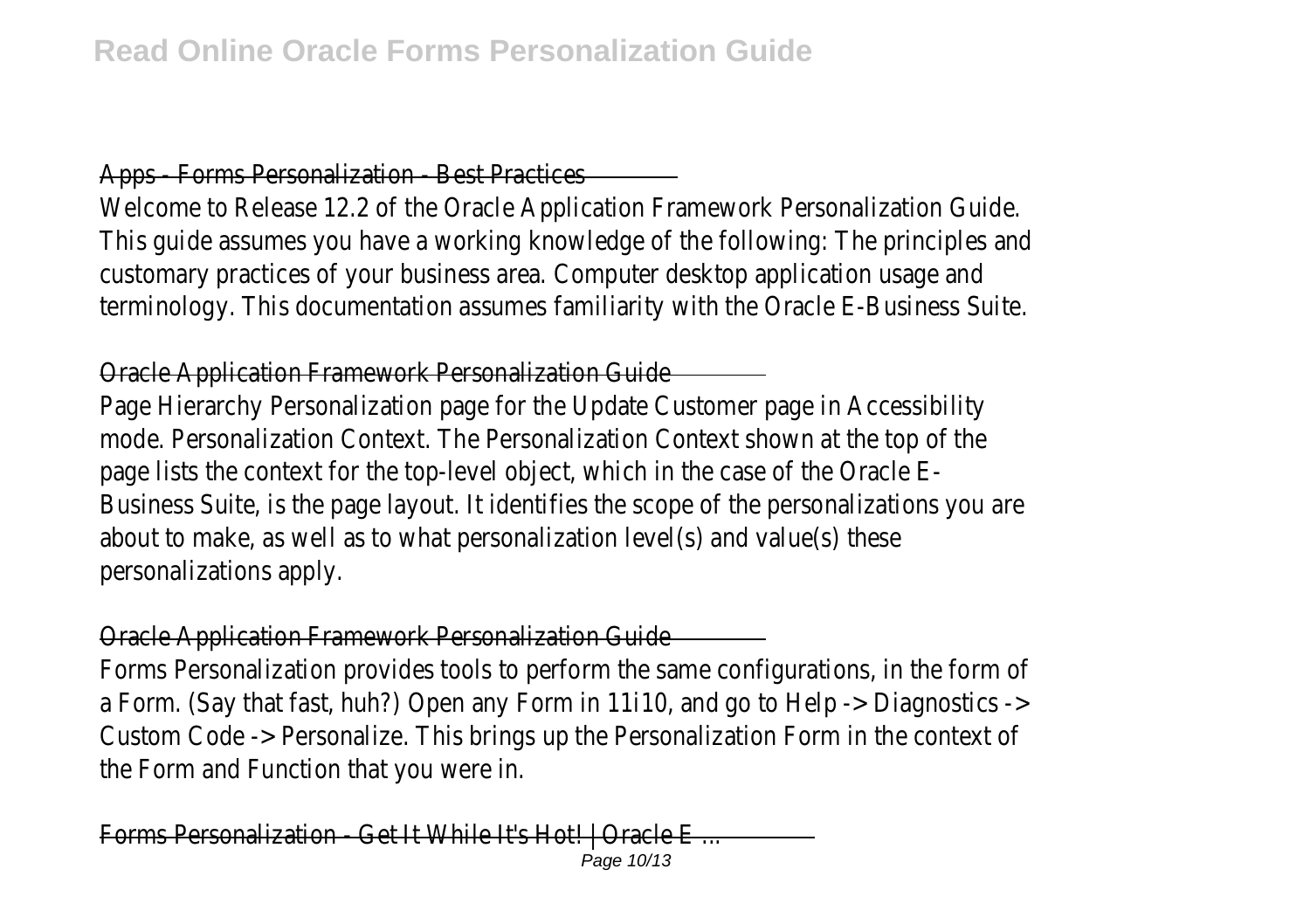## Apps - Forms Personalization - Best Practices

Welcome to Release 12.2 of the Oracle Application Framework Personalization Guide. This guide assumes you have a working knowledge of the following: The principles and customary practices of your business area. Computer desktop application usage and terminology. This documentation assumes familiarity with the Oracle E-Business Suite.

## Oracle Application Framework Personalization Guide

Page Hierarchy Personalization page for the Update Customer page in Accessibility mode. Personalization Context. The Personalization Context shown at the top of the page lists the context for the top-level object, which in the case of the Oracle E-Business Suite, is the page layout. It identifies the scope of the personalizations you are about to make, as well as to what personalization level(s) and value(s) these personalizations apply.

## Oracle Application Framework Personalization Guide

Forms Personalization provides tools to perform the same configurations, in the form of a Form. (Say that fast, huh?) Open any Form in 11i10, and go to Help -> Diagnostics -> Custom Code -> Personalize. This brings up the Personalization Form in the context of the Form and Function that you were in.

## Forms Personalization - Get It While It's Hot! | Oracle E ...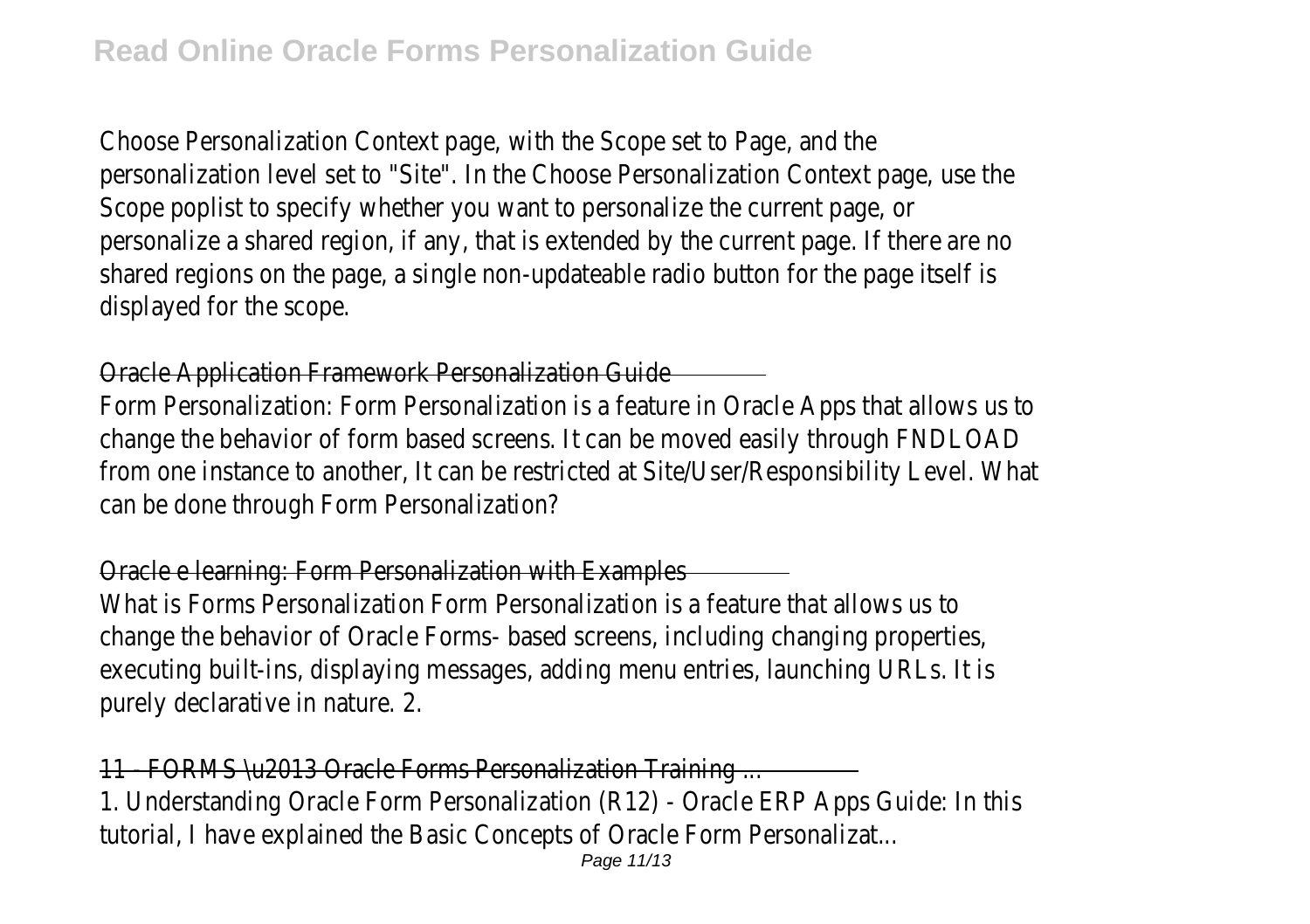Choose Personalization Context page, with the Scope set to Page, and the personalization level set to "Site". In the Choose Personalization Context page, use the Scope poplist to specify whether you want to personalize the current page, or personalize a shared region, if any, that is extended by the current page. If there are no shared regions on the page, a single non-updateable radio button for the page itself is displayed for the scope.

Oracle Application Framework Personalization Guide

Form Personalization: Form Personalization is a feature in Oracle Apps that allows us to change the behavior of form based screens. It can be moved easily through FNDLOAD from one instance to another, It can be restricted at Site/User/Responsibility Level. What can be done through Form Personalization?

Oracle e learning: Form Personalization with Examples

What is Forms Personalization Form Personalization is a feature that allows us to change the behavior of Oracle Forms- based screens, including changing properties, executing built-ins, displaying messages, adding menu entries, launching URLs. It is purely declarative in nature. 2.

11 - FORMS \u2013 Oracle Forms Personalization Training ...

1. Understanding Oracle Form Personalization (R12) - Oracle ERP Apps Guide: In this tutorial, I have explained the Basic Concepts of Oracle Form Personalizat...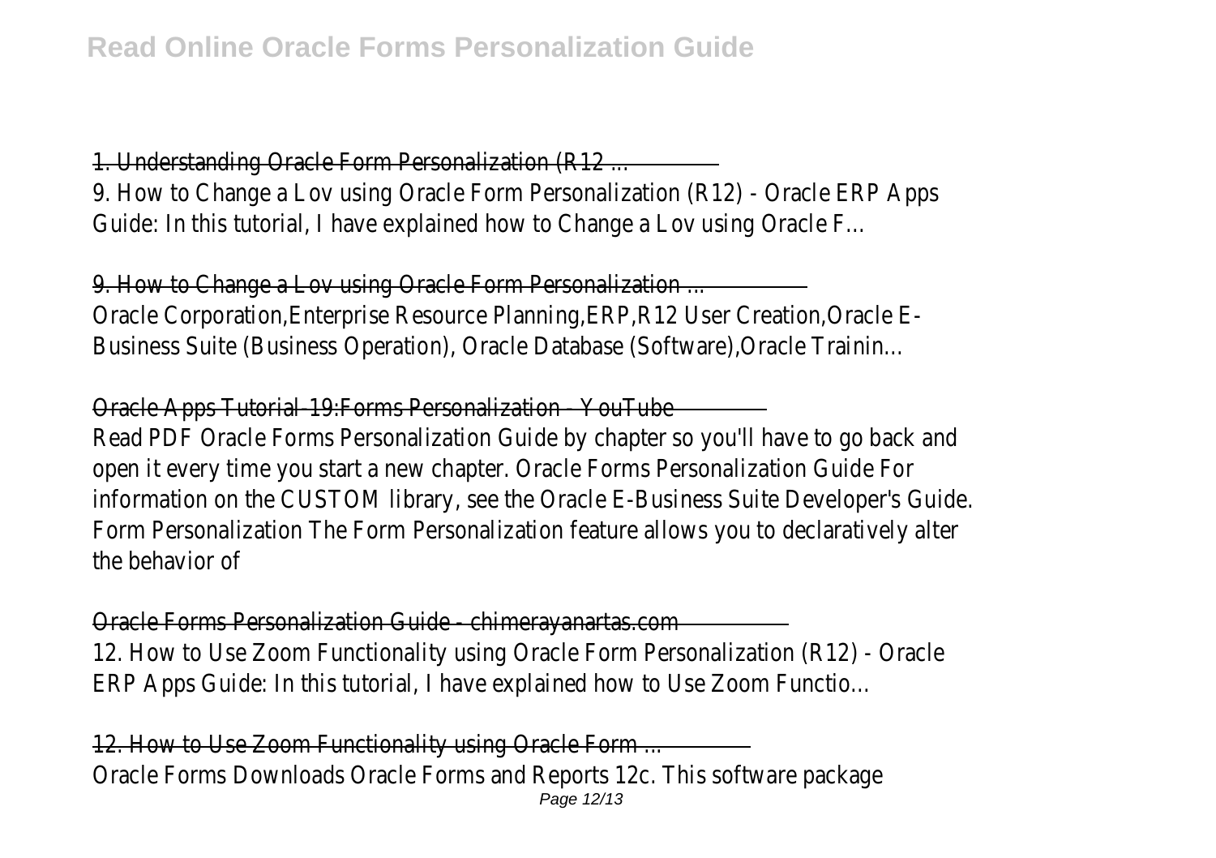1. Understanding Oracle Form Personalization (R12 ...

9. How to Change a Lov using Oracle Form Personalization (R12) - Oracle ERP Apps Guide: In this tutorial, I have explained how to Change a Lov using Oracle F...

9. How to Change a Lov using Oracle Form Personalization ...

Oracle Corporation,Enterprise Resource Planning,ERP,R12 User Creation,Oracle E-Business Suite (Business Operation), Oracle Database (Software),Oracle Trainin...

Oracle Apps Tutorial-19:Forms Personalization - YouTube

Read PDF Oracle Forms Personalization Guide by chapter so you'll have to go back and open it every time you start a new chapter. Oracle Forms Personalization Guide For information on the CUSTOM library, see the Oracle E-Business Suite Developer's Guide. Form Personalization The Form Personalization feature allows you to declaratively alter the behavior of

Oracle Forms Personalization Guide - chimerayanartas.com

12. How to Use Zoom Functionality using Oracle Form Personalization (R12) - Oracle ERP Apps Guide: In this tutorial, I have explained how to Use Zoom Functio...

12. How to Use Zoom Functionality using Oracle Form ...

Oracle Forms Downloads Oracle Forms and Reports 12c. This software package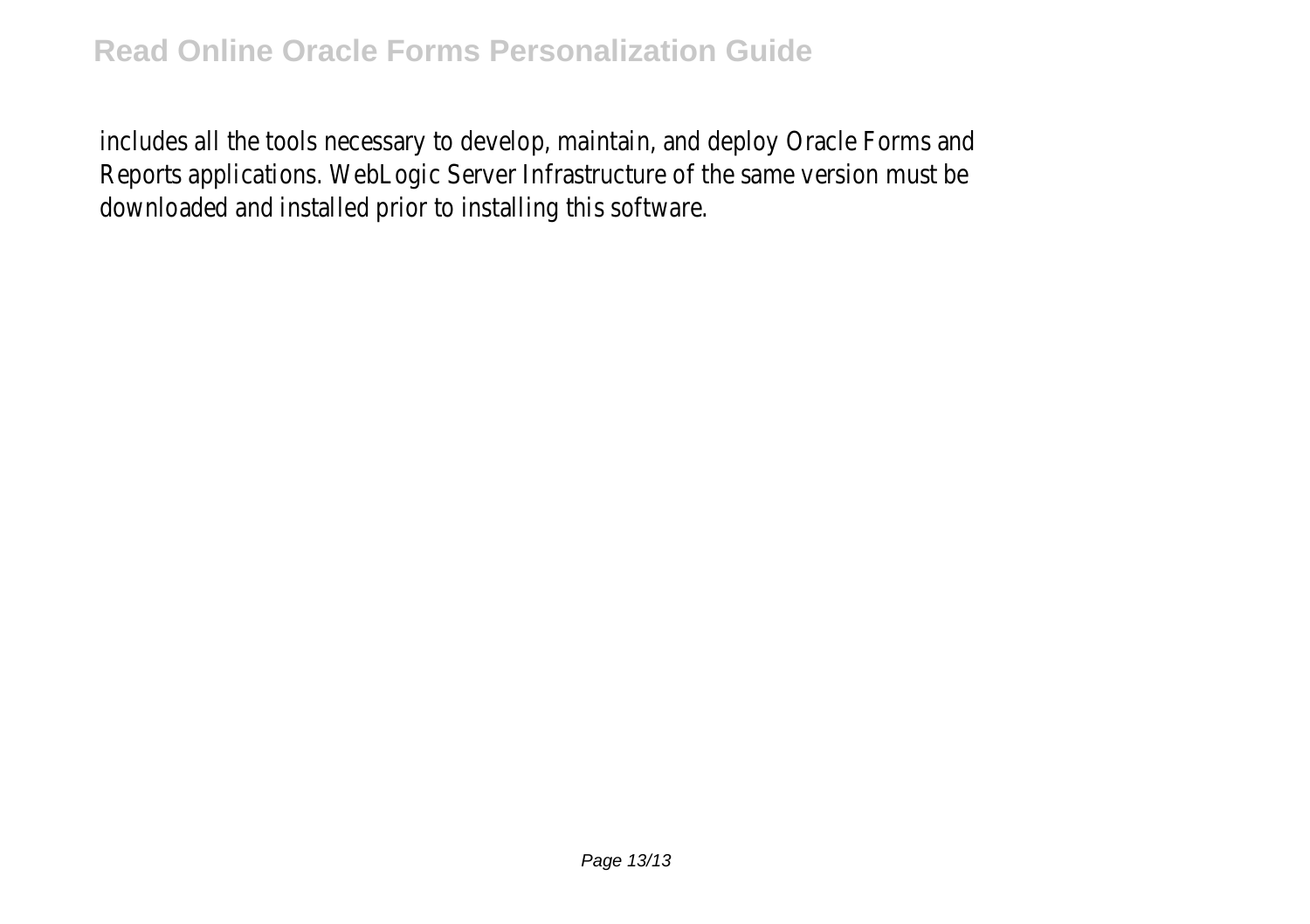includes all the tools necessary to develop, maintain, and deploy Oracle Forms and Reports applications. WebLogic Server Infrastructure of the same version must be downloaded and installed prior to installing this software.